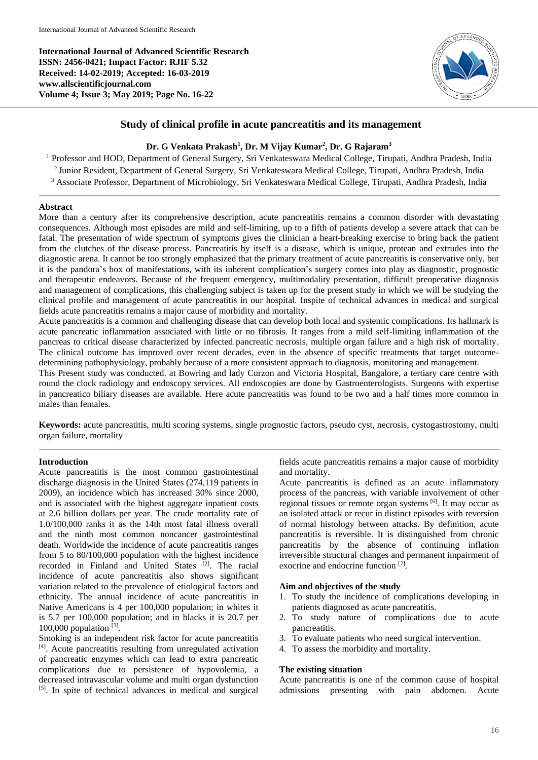International Journal of Advanced Scientific Research

**International Journal of Advanced Scientific Research**
**ISSN: 2456-0421; Impact Factor: RJIF 5.32**
**Received: 14-02-2019; Accepted: 16-03-2019**
**www.allscientificjournal.com**
**Volume 4; Issue 3; May 2019; Page No. 16-22**

# Study of clinical profile in acute pancreatitis and its management

**Dr. G Venkata Prakash[1], Dr. M Vijay Kumar[2], Dr. G Rajaram[3]**

[1] Professor and HOD, Department of General Surgery, Sri Venkateswara Medical College, Tirupati, Andhra Pradesh, India
[2] Junior Resident, Department of General Surgery, Sri Venkateswara Medical College, Tirupati, Andhra Pradesh, India
[3] Associate Professor, Department of Microbiology, Sri Venkateswara Medical College, Tirupati, Andhra Pradesh, India

## Abstract

More than a century after its comprehensive description, acute pancreatitis remains a common disorder with devastating consequences. Although most episodes are mild and self-limiting, up to a fifth of patients develop a severe attack that can be fatal. The presentation of wide spectrum of symptoms gives the clinician a heart-breaking exercise to bring back the patient from the clutches of the disease process. Pancreatitis by itself is a disease, which is unique, protean and extrudes into the diagnostic arena. It cannot be too strongly emphasized that the primary treatment of acute pancreatitis is conservative only, but it is the pandora's box of manifestations, with its inherent complication's surgery comes into play as diagnostic, prognostic and therapeutic endeavors. Because of the frequent emergency, multimodality presentation, difficult preoperative diagnosis and management of complications, this challenging subject is taken up for the present study in which we will be studying the clinical profile and management of acute pancreatitis in our hospital. Inspite of technical advances in medical and surgical fields acute pancreatitis remains a major cause of morbidity and mortality.

Acute pancreatitis is a common and challenging disease that can develop both local and systemic complications. Its hallmark is acute pancreatic inflammation associated with little or no fibrosis. It ranges from a mild self-limiting inflammation of the pancreas to critical disease characterized by infected pancreatic necrosis, multiple organ failure and a high risk of mortality. The clinical outcome has improved over recent decades, even in the absence of specific treatments that target outcome-determining pathophysiology, probably because of a more consistent approach to diagnosis, monitoring and management.

This Present study was conducted. at Bowring and lady Curzon and Victoria Hospital, Bangalore, a tertiary care centre with round the clock radiology and endoscopy services. All endoscopies are done by Gastroenterologists. Surgeons with expertise in pancreatico biliary diseases are available. Here acute pancreatitis was found to be two and a half times more common in males than females.

**Keywords:** acute pancreatitis, multi scoring systems, single prognostic factors, pseudo cyst, necrosis, cystogastrostomy, multi organ failure, mortality

## Introduction

Acute pancreatitis is the most common gastrointestinal discharge diagnosis in the United States (274,119 patients in 2009), an incidence which has increased 30% since 2000, and is associated with the highest aggregate inpatient costs at 2.6 billion dollars per year. The crude mortality rate of 1.0/100,000 ranks it as the 14th most fatal illness overall and the ninth most common noncancer gastrointestinal death. Worldwide the incidence of acute pancreatitis ranges from 5 to 80/100,000 population with the highest incidence recorded in Finland and United States [2]. The racial incidence of acute pancreatitis also shows significant variation related to the prevalence of etiological factors and ethnicity. The annual incidence of acute pancreatitis in Native Americans is 4 per 100,000 population; in whites it is 5.7 per 100,000 population; and in blacks it is 20.7 per 100,000 population [3].

Smoking is an independent risk factor for acute pancreatitis [4]. Acute pancreatitis resulting from unregulated activation of pancreatic enzymes which can lead to extra pancreatic complications due to persistence of hypovolemia, a decreased intravascular volume and multi organ dysfunction [5]. In spite of technical advances in medical and surgical fields acute pancreatitis remains a major cause of morbidity and mortality.

Acute pancreatitis is defined as an acute inflammatory process of the pancreas, with variable involvement of other regional tissues or remote organ systems [6]. It may occur as an isolated attack or recur in distinct episodes with reversion of normal histology between attacks. By definition, acute pancreatitis is reversible. It is distinguished from chronic pancreatitis by the absence of continuing inflation irreversible structural changes and permanent impairment of exocrine and endocrine function [7].

### Aim and objectives of the study

1. To study the incidence of complications developing in patients diagnosed as acute pancreatitis.
2. To study nature of complications due to acute pancreatitis.
3. To evaluate patients who need surgical intervention.
4. To assess the morbidity and mortality.

### The existing situation

Acute pancreatitis is one of the common cause of hospital admissions presenting with pain abdomen. Acute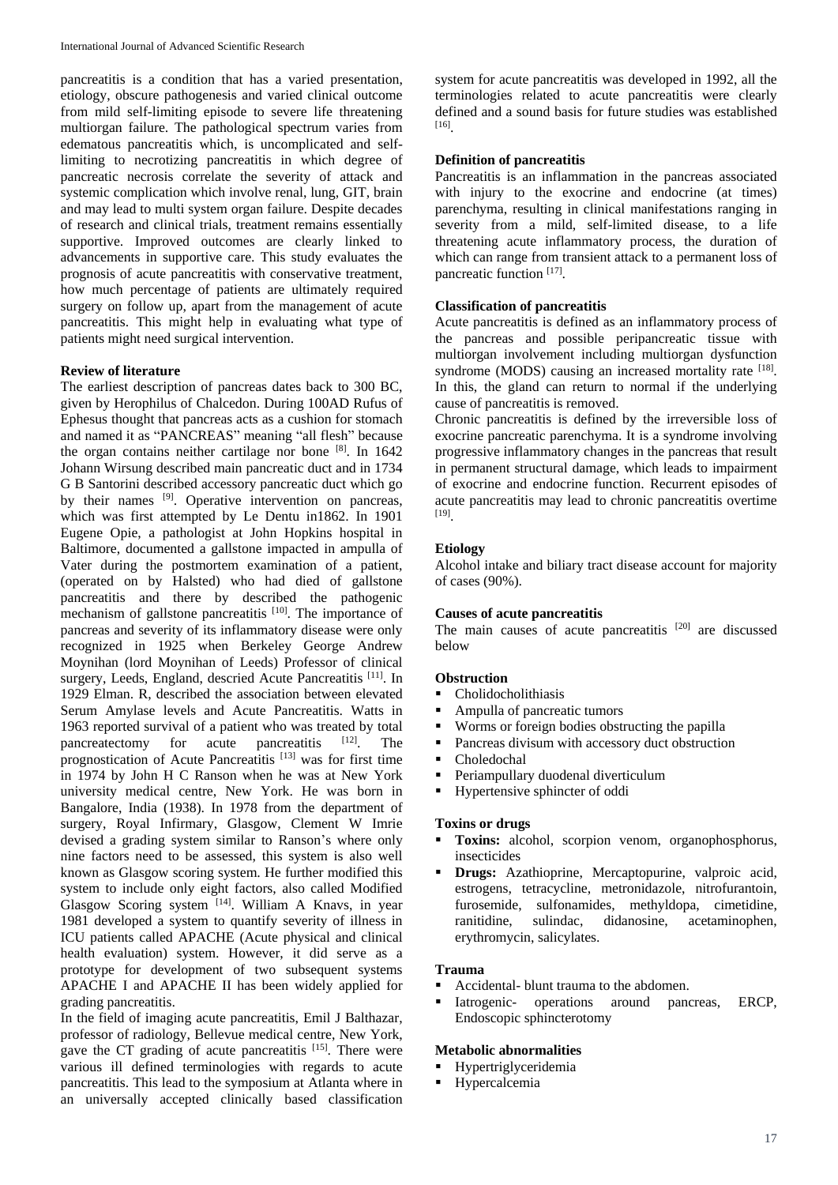pancreatitis is a condition that has a varied presentation, etiology, obscure pathogenesis and varied clinical outcome from mild self-limiting episode to severe life threatening multiorgan failure. The pathological spectrum varies from edematous pancreatitis which, is uncomplicated and self-limiting to necrotizing pancreatitis in which degree of pancreatic necrosis correlate the severity of attack and systemic complication which involve renal, lung, GIT, brain and may lead to multi system organ failure. Despite decades of research and clinical trials, treatment remains essentially supportive. Improved outcomes are clearly linked to advancements in supportive care. This study evaluates the prognosis of acute pancreatitis with conservative treatment, how much percentage of patients are ultimately required surgery on follow up, apart from the management of acute pancreatitis. This might help in evaluating what type of patients might need surgical intervention.

### Review of literature

The earliest description of pancreas dates back to 300 BC, given by Herophilus of Chalcedon. During 100AD Rufus of Ephesus thought that pancreas acts as a cushion for stomach and named it as "PANCREAS" meaning "all flesh" because the organ contains neither cartilage nor bone [8]. In 1642 Johann Wirsung described main pancreatic duct and in 1734 G B Santorini described accessory pancreatic duct which go by their names [9]. Operative intervention on pancreas, which was first attempted by Le Dentu in1862. In 1901 Eugene Opie, a pathologist at John Hopkins hospital in Baltimore, documented a gallstone impacted in ampulla of Vater during the postmortem examination of a patient, (operated on by Halsted) who had died of gallstone pancreatitis and there by described the pathogenic mechanism of gallstone pancreatitis [10]. The importance of pancreas and severity of its inflammatory disease were only recognized in 1925 when Berkeley George Andrew Moynihan (lord Moynihan of Leeds) Professor of clinical surgery, Leeds, England, descried Acute Pancreatitis [11]. In 1929 Elman. R, described the association between elevated Serum Amylase levels and Acute Pancreatitis. Watts in 1963 reported survival of a patient who was treated by total pancreatectomy for acute pancreatitis [12]. The prognostication of Acute Pancreatitis [13] was for first time in 1974 by John H C Ranson when he was at New York university medical centre, New York. He was born in Bangalore, India (1938). In 1978 from the department of surgery, Royal Infirmary, Glasgow, Clement W Imrie devised a grading system similar to Ranson's where only nine factors need to be assessed, this system is also well known as Glasgow scoring system. He further modified this system to include only eight factors, also called Modified Glasgow Scoring system [14]. William A Knavs, in year 1981 developed a system to quantify severity of illness in ICU patients called APACHE (Acute physical and clinical health evaluation) system. However, it did serve as a prototype for development of two subsequent systems APACHE I and APACHE II has been widely applied for grading pancreatitis.

In the field of imaging acute pancreatitis, Emil J Balthazar, professor of radiology, Bellevue medical centre, New York, gave the CT grading of acute pancreatitis [15]. There were various ill defined terminologies with regards to acute pancreatitis. This lead to the symposium at Atlanta where in an universally accepted clinically based classification system for acute pancreatitis was developed in 1992, all the terminologies related to acute pancreatitis were clearly defined and a sound basis for future studies was established [16].

### Definition of pancreatitis

Pancreatitis is an inflammation in the pancreas associated with injury to the exocrine and endocrine (at times) parenchyma, resulting in clinical manifestations ranging in severity from a mild, self-limited disease, to a life threatening acute inflammatory process, the duration of which can range from transient attack to a permanent loss of pancreatic function [17].

### Classification of pancreatitis

Acute pancreatitis is defined as an inflammatory process of the pancreas and possible peripancreatic tissue with multiorgan involvement including multiorgan dysfunction syndrome (MODS) causing an increased mortality rate [18]. In this, the gland can return to normal if the underlying cause of pancreatitis is removed.

Chronic pancreatitis is defined by the irreversible loss of exocrine pancreatic parenchyma. It is a syndrome involving progressive inflammatory changes in the pancreas that result in permanent structural damage, which leads to impairment of exocrine and endocrine function. Recurrent episodes of acute pancreatitis may lead to chronic pancreatitis overtime [19].

### Etiology

Alcohol intake and biliary tract disease account for majority of cases (90%).

### Causes of acute pancreatitis

The main causes of acute pancreatitis [20] are discussed below

#### Obstruction

- Cholidocholithiasis
- Ampulla of pancreatic tumors
- Worms or foreign bodies obstructing the papilla
- Pancreas divisum with accessory duct obstruction
- Choledochal
- Periampullary duodenal diverticulum
- Hypertensive sphincter of oddi

#### Toxins or drugs

- **Toxins:** alcohol, scorpion venom, organophosphorus, insecticides
- **Drugs:** Azathioprine, Mercaptopurine, valproic acid, estrogens, tetracycline, metronidazole, nitrofurantoin, furosemide, sulfonamides, methyldopa, cimetidine, ranitidine, sulindac, didanosine, acetaminophen, erythromycin, salicylates.

#### Trauma

- Accidental- blunt trauma to the abdomen.
- Iatrogenic- operations around pancreas, ERCP, Endoscopic sphincterotomy

#### Metabolic abnormalities

- Hypertriglyceridemia
- Hypercalcemia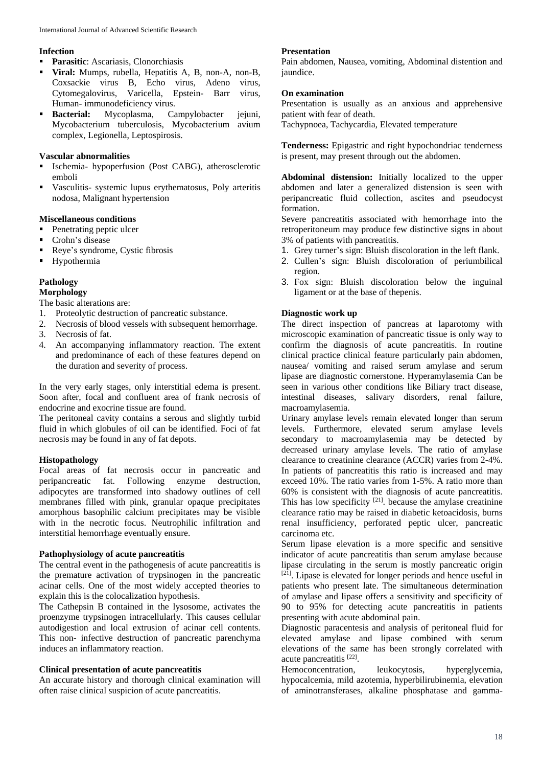**Infection**

- **Parasitic**: Ascariasis, Clonorchiasis
- **Viral:** Mumps, rubella, Hepatitis A, B, non-A, non-B, Coxsackie virus B, Echo virus, Adeno virus, Cytomegalovirus, Varicella, Epstein- Barr virus, Human- immunodeficiency virus.
- **Bacterial:** Mycoplasma, Campylobacter jejuni, Mycobacterium tuberculosis, Mycobacterium avium complex, Legionella, Leptospirosis.

**Vascular abnormalities**

- Ischemia- hypoperfusion (Post CABG), atherosclerotic emboli
- Vasculitis- systemic lupus erythematosus, Poly arteritis nodosa, Malignant hypertension

**Miscellaneous conditions**

- Penetrating peptic ulcer
- Crohn's disease
- Reye's syndrome, Cystic fibrosis
- Hypothermia

## Pathology

### Morphology

The basic alterations are:

1. Proteolytic destruction of pancreatic substance.
2. Necrosis of blood vessels with subsequent hemorrhage.
3. Necrosis of fat.
4. An accompanying inflammatory reaction. The extent and predominance of each of these features depend on the duration and severity of process.

In the very early stages, only interstitial edema is present. Soon after, focal and confluent area of frank necrosis of endocrine and exocrine tissue are found.

The peritoneal cavity contains a serous and slightly turbid fluid in which globules of oil can be identified. Foci of fat necrosis may be found in any of fat depots.

### Histopathology

Focal areas of fat necrosis occur in pancreatic and peripancreatic fat. Following enzyme destruction, adipocytes are transformed into shadowy outlines of cell membranes filled with pink, granular opaque precipitates amorphous basophilic calcium precipitates may be visible with in the necrotic focus. Neutrophilic infiltration and interstitial hemorrhage eventually ensure.

### Pathophysiology of acute pancreatitis

The central event in the pathogenesis of acute pancreatitis is the premature activation of trypsinogen in the pancreatic acinar cells. One of the most widely accepted theories to explain this is the colocalization hypothesis.

The Cathepsin B contained in the lysosome, activates the proenzyme trypsinogen intracellularly. This causes cellular autodigestion and local extrusion of acinar cell contents. This non- infective destruction of pancreatic parenchyma induces an inflammatory reaction.

### Clinical presentation of acute pancreatitis

An accurate history and thorough clinical examination will often raise clinical suspicion of acute pancreatitis.

**Presentation**

Pain abdomen, Nausea, vomiting, Abdominal distention and jaundice.

**On examination**

Presentation is usually as an anxious and apprehensive patient with fear of death.

Tachypnoea, Tachycardia, Elevated temperature

**Tenderness:** Epigastric and right hypochondriac tenderness is present, may present through out the abdomen.

**Abdominal distension:** Initially localized to the upper abdomen and later a generalized distension is seen with peripancreatic fluid collection, ascites and pseudocyst formation.

Severe pancreatitis associated with hemorrhage into the retroperitoneum may produce few distinctive signs in about 3% of patients with pancreatitis.

1. Grey turner's sign: Bluish discoloration in the left flank.
2. Cullen's sign: Bluish discoloration of periumbilical region.
3. Fox sign: Bluish discoloration below the inguinal ligament or at the base of thepenis.

### Diagnostic work up

The direct inspection of pancreas at laparotomy with microscopic examination of pancreatic tissue is only way to confirm the diagnosis of acute pancreatitis. In routine clinical practice clinical feature particularly pain abdomen, nausea/ vomiting and raised serum amylase and serum lipase are diagnostic cornerstone. Hyperamylasemia Can be seen in various other conditions like Biliary tract disease, intestinal diseases, salivary disorders, renal failure, macroamylasemia.

Urinary amylase levels remain elevated longer than serum levels. Furthermore, elevated serum amylase levels secondary to macroamylasemia may be detected by decreased urinary amylase levels. The ratio of amylase clearance to creatinine clearance (ACCR) varies from 2-4%. In patients of pancreatitis this ratio is increased and may exceed 10%. The ratio varies from 1-5%. A ratio more than 60% is consistent with the diagnosis of acute pancreatitis. This has low specificity [21]. because the amylase creatinine clearance ratio may be raised in diabetic ketoacidosis, burns renal insufficiency, perforated peptic ulcer, pancreatic carcinoma etc.

Serum lipase elevation is a more specific and sensitive indicator of acute pancreatitis than serum amylase because lipase circulating in the serum is mostly pancreatic origin [21]. Lipase is elevated for longer periods and hence useful in patients who present late. The simultaneous determination of amylase and lipase offers a sensitivity and specificity of 90 to 95% for detecting acute pancreatitis in patients presenting with acute abdominal pain.

Diagnostic paracentesis and analysis of peritoneal fluid for elevated amylase and lipase combined with serum elevations of the same has been strongly correlated with acute pancreatitis [22].

Hemoconcentration, leukocytosis, hyperglycemia, hypocalcemia, mild azotemia, hyperbilirubinemia, elevation of aminotransferases, alkaline phosphatase and gamma-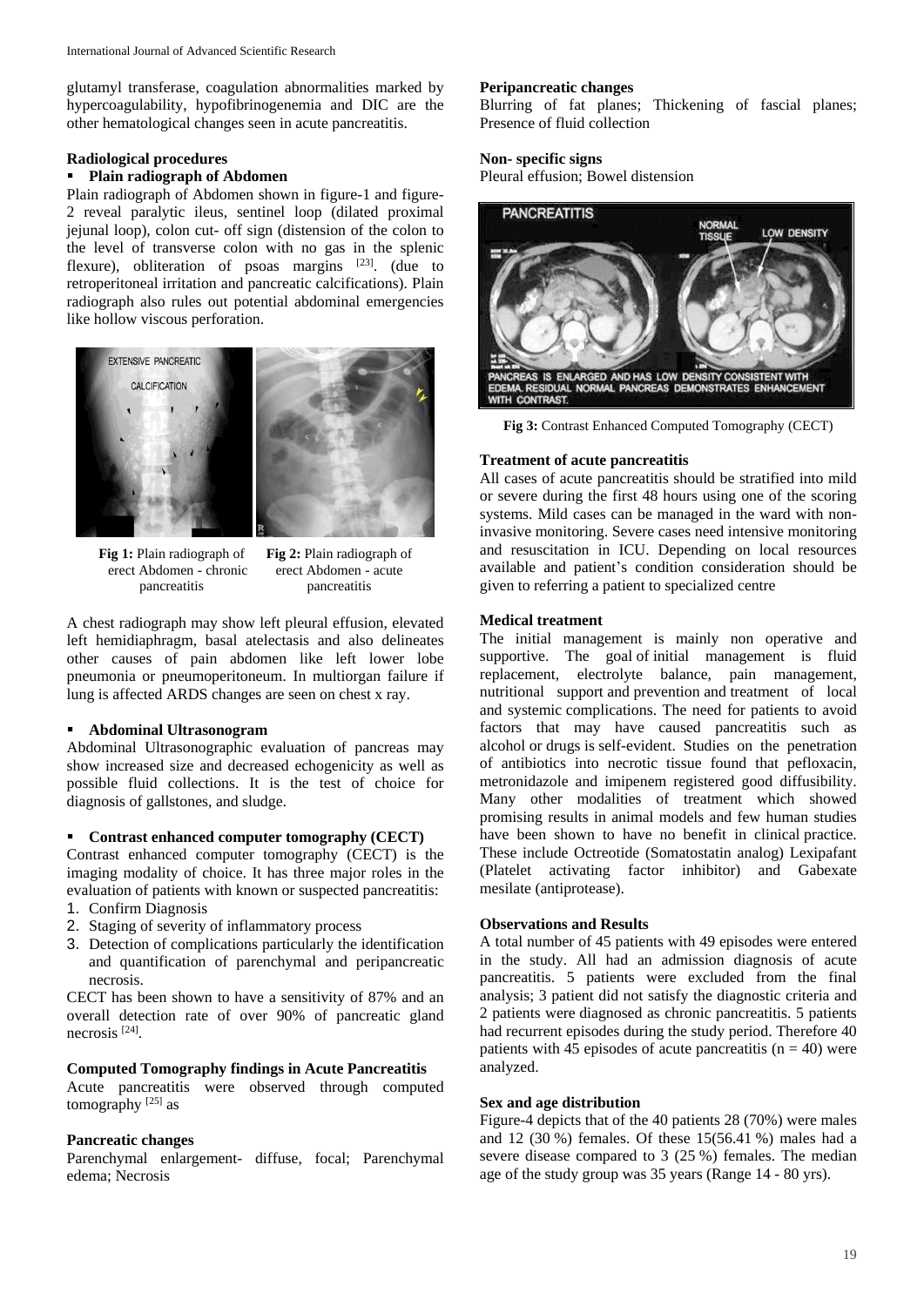glutamyl transferase, coagulation abnormalities marked by hypercoagulability, hypofibrinogenemia and DIC are the other hematological changes seen in acute pancreatitis.

### Radiological procedures

- **Plain radiograph of Abdomen**

Plain radiograph of Abdomen shown in figure-1 and figure-2 reveal paralytic ileus, sentinel loop (dilated proximal jejunal loop), colon cut- off sign (distension of the colon to the level of transverse colon with no gas in the splenic flexure), obliteration of psoas margins [23]. (due to retroperitoneal irritation and pancreatic calcifications). Plain radiograph also rules out potential abdominal emergencies like hollow viscous perforation.

**Fig 1:** Plain radiograph of erect Abdomen - chronic pancreatitis

**Fig 2:** Plain radiograph of erect Abdomen - acute pancreatitis

A chest radiograph may show left pleural effusion, elevated left hemidiaphragm, basal atelectasis and also delineates other causes of pain abdomen like left lower lobe pneumonia or pneumoperitoneum. In multiorgan failure if lung is affected ARDS changes are seen on chest x ray.

- **Abdominal Ultrasonogram**

Abdominal Ultrasonographic evaluation of pancreas may show increased size and decreased echogenicity as well as possible fluid collections. It is the test of choice for diagnosis of gallstones, and sludge.

- **Contrast enhanced computer tomography (CECT)**

Contrast enhanced computer tomography (CECT) is the imaging modality of choice. It has three major roles in the evaluation of patients with known or suspected pancreatitis:

1. Confirm Diagnosis
2. Staging of severity of inflammatory process
3. Detection of complications particularly the identification and quantification of parenchymal and peripancreatic necrosis.

CECT has been shown to have a sensitivity of 87% and an overall detection rate of over 90% of pancreatic gland necrosis [24].

### Computed Tomography findings in Acute Pancreatitis

Acute pancreatitis were observed through computed tomography [25] as

**Pancreatic changes**

Parenchymal enlargement- diffuse, focal; Parenchymal edema; Necrosis

**Peripancreatic changes**

Blurring of fat planes; Thickening of fascial planes; Presence of fluid collection

**Non- specific signs**

Pleural effusion; Bowel distension

**Fig 3:** Contrast Enhanced Computed Tomography (CECT)

### Treatment of acute pancreatitis

All cases of acute pancreatitis should be stratified into mild or severe during the first 48 hours using one of the scoring systems. Mild cases can be managed in the ward with non-invasive monitoring. Severe cases need intensive monitoring and resuscitation in ICU. Depending on local resources available and patient's condition consideration should be given to referring a patient to specialized centre

### Medical treatment

The initial management is mainly non operative and supportive. The goal of initial management is fluid replacement, electrolyte balance, pain management, nutritional support and prevention and treatment of local and systemic complications. The need for patients to avoid factors that may have caused pancreatitis such as alcohol or drugs is self-evident. Studies on the penetration of antibiotics into necrotic tissue found that pefloxacin, metronidazole and imipenem registered good diffusibility. Many other modalities of treatment which showed promising results in animal models and few human studies have been shown to have no benefit in clinical practice. These include Octreotide (Somatostatin analog) Lexipafant (Platelet activating factor inhibitor) and Gabexate mesilate (antiprotease).

### Observations and Results

A total number of 45 patients with 49 episodes were entered in the study. All had an admission diagnosis of acute pancreatitis. 5 patients were excluded from the final analysis; 3 patient did not satisfy the diagnostic criteria and 2 patients were diagnosed as chronic pancreatitis. 5 patients had recurrent episodes during the study period. Therefore 40 patients with 45 episodes of acute pancreatitis (n = 40) were analyzed.

### Sex and age distribution

Figure-4 depicts that of the 40 patients 28 (70%) were males and 12 (30 %) females. Of these 15(56.41 %) males had a severe disease compared to 3 (25 %) females. The median age of the study group was 35 years (Range 14 - 80 yrs).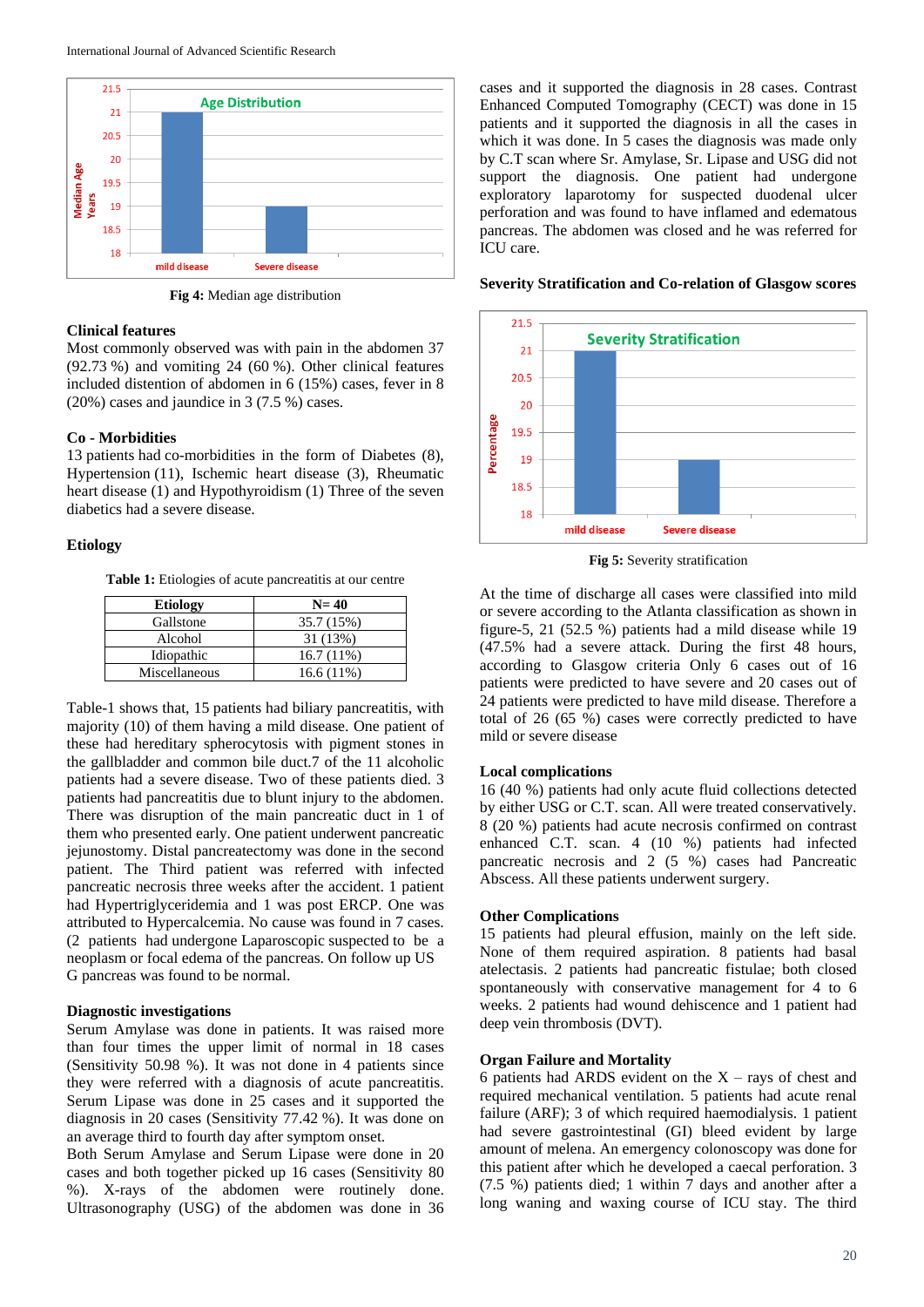Fig 4: Median age distribution

### Clinical features

Most commonly observed was with pain in the abdomen 37 (92.73 %) and vomiting 24 (60 %). Other clinical features included distention of abdomen in 6 (15%) cases, fever in 8 (20%) cases and jaundice in 3 (7.5 %) cases.

### Co - Morbidities

13 patients had co-morbidities in the form of Diabetes (8), Hypertension (11), Ischemic heart disease (3), Rheumatic heart disease (1) and Hypothyroidism (1) Three of the seven diabetics had a severe disease.

### Etiology

**Table 1:** Etiologies of acute pancreatitis at our centre

| Etiology | N= 40 |
|---|---|
| Gallstone | 35.7 (15%) |
| Alcohol | 31 (13%) |
| Idiopathic | 16.7 (11%) |
| Miscellaneous | 16.6 (11%) |

Table-1 shows that, 15 patients had biliary pancreatitis, with majority (10) of them having a mild disease. One patient of these had hereditary spherocytosis with pigment stones in the gallbladder and common bile duct.7 of the 11 alcoholic patients had a severe disease. Two of these patients died. 3 patients had pancreatitis due to blunt injury to the abdomen. There was disruption of the main pancreatic duct in 1 of them who presented early. One patient underwent pancreatic jejunostomy. Distal pancreatectomy was done in the second patient. The Third patient was referred with infected pancreatic necrosis three weeks after the accident. 1 patient had Hypertriglyceridemia and 1 was post ERCP. One was attributed to Hypercalcemia. No cause was found in 7 cases. (2 patients had undergone Laparoscopic suspected to be a neoplasm or focal edema of the pancreas. On follow up US G pancreas was found to be normal.

### Diagnostic investigations

Serum Amylase was done in patients. It was raised more than four times the upper limit of normal in 18 cases (Sensitivity 50.98 %). It was not done in 4 patients since they were referred with a diagnosis of acute pancreatitis. Serum Lipase was done in 25 cases and it supported the diagnosis in 20 cases (Sensitivity 77.42 %). It was done on an average third to fourth day after symptom onset.

Both Serum Amylase and Serum Lipase were done in 20 cases and both together picked up 16 cases (Sensitivity 80 %). X-rays of the abdomen were routinely done. Ultrasonography (USG) of the abdomen was done in 36 cases and it supported the diagnosis in 28 cases. Contrast Enhanced Computed Tomography (CECT) was done in 15 patients and it supported the diagnosis in all the cases in which it was done. In 5 cases the diagnosis was made only by C.T scan where Sr. Amylase, Sr. Lipase and USG did not support the diagnosis. One patient had undergone exploratory laparotomy for suspected duodenal ulcer perforation and was found to have inflamed and edematous pancreas. The abdomen was closed and he was referred for ICU care.

### Severity Stratification and Co-relation of Glasgow scores

Fig 5: Severity stratification

At the time of discharge all cases were classified into mild or severe according to the Atlanta classification as shown in figure-5, 21 (52.5 %) patients had a mild disease while 19 (47.5% had a severe attack. During the first 48 hours, according to Glasgow criteria Only 6 cases out of 16 patients were predicted to have severe and 20 cases out of 24 patients were predicted to have mild disease. Therefore a total of 26 (65 %) cases were correctly predicted to have mild or severe disease

### Local complications

16 (40 %) patients had only acute fluid collections detected by either USG or C.T. scan. All were treated conservatively. 8 (20 %) patients had acute necrosis confirmed on contrast enhanced C.T. scan. 4 (10 %) patients had infected pancreatic necrosis and 2 (5 %) cases had Pancreatic Abscess. All these patients underwent surgery.

### Other Complications

15 patients had pleural effusion, mainly on the left side. None of them required aspiration. 8 patients had basal atelectasis. 2 patients had pancreatic fistulae; both closed spontaneously with conservative management for 4 to 6 weeks. 2 patients had wound dehiscence and 1 patient had deep vein thrombosis (DVT).

### Organ Failure and Mortality

6 patients had ARDS evident on the X – rays of chest and required mechanical ventilation. 5 patients had acute renal failure (ARF); 3 of which required haemodialysis. 1 patient had severe gastrointestinal (GI) bleed evident by large amount of melena. An emergency colonoscopy was done for this patient after which he developed a caecal perforation. 3 (7.5 %) patients died; 1 within 7 days and another after a long waning and waxing course of ICU stay. The third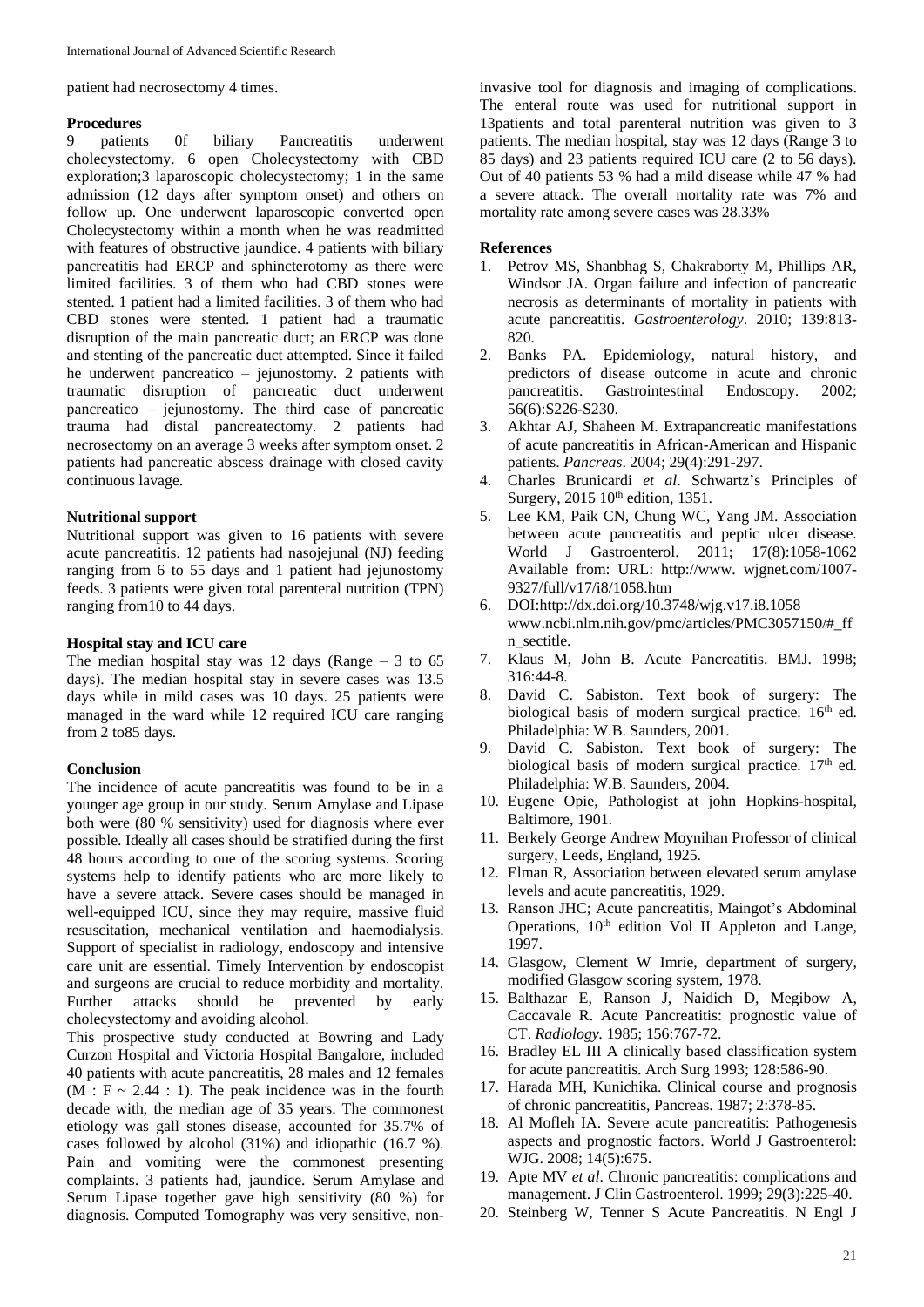patient had necrosectomy 4 times.

### Procedures

9 patients 0f biliary Pancreatitis underwent cholecystectomy. 6 open Cholecystectomy with CBD exploration;3 laparoscopic cholecystectomy; 1 in the same admission (12 days after symptom onset) and others on follow up. One underwent laparoscopic converted open Cholecystectomy within a month when he was readmitted with features of obstructive jaundice. 4 patients with biliary pancreatitis had ERCP and sphincterotomy as there were limited facilities. 3 of them who had CBD stones were stented. 1 patient had a limited facilities. 3 of them who had CBD stones were stented. 1 patient had a traumatic disruption of the main pancreatic duct; an ERCP was done and stenting of the pancreatic duct attempted. Since it failed he underwent pancreatico – jejunostomy. 2 patients with traumatic disruption of pancreatic duct underwent pancreatico – jejunostomy. The third case of pancreatic trauma had distal pancreatectomy. 2 patients had necrosectomy on an average 3 weeks after symptom onset. 2 patients had pancreatic abscess drainage with closed cavity continuous lavage.

### Nutritional support

Nutritional support was given to 16 patients with severe acute pancreatitis. 12 patients had nasojejunal (NJ) feeding ranging from 6 to 55 days and 1 patient had jejunostomy feeds. 3 patients were given total parenteral nutrition (TPN) ranging from10 to 44 days.

### Hospital stay and ICU care

The median hospital stay was 12 days (Range – 3 to 65 days). The median hospital stay in severe cases was 13.5 days while in mild cases was 10 days. 25 patients were managed in the ward while 12 required ICU care ranging from 2 to85 days.

### Conclusion

The incidence of acute pancreatitis was found to be in a younger age group in our study. Serum Amylase and Lipase both were (80 % sensitivity) used for diagnosis where ever possible. Ideally all cases should be stratified during the first 48 hours according to one of the scoring systems. Scoring systems help to identify patients who are more likely to have a severe attack. Severe cases should be managed in well-equipped ICU, since they may require, massive fluid resuscitation, mechanical ventilation and haemodialysis. Support of specialist in radiology, endoscopy and intensive care unit are essential. Timely Intervention by endoscopist and surgeons are crucial to reduce morbidity and mortality. Further attacks should be prevented by early cholecystectomy and avoiding alcohol.

This prospective study conducted at Bowring and Lady Curzon Hospital and Victoria Hospital Bangalore, included 40 patients with acute pancreatitis, 28 males and 12 females (M : F ~ 2.44 : 1). The peak incidence was in the fourth decade with, the median age of 35 years. The commonest etiology was gall stones disease, accounted for 35.7% of cases followed by alcohol (31%) and idiopathic (16.7 %). Pain and vomiting were the commonest presenting complaints. 3 patients had, jaundice. Serum Amylase and Serum Lipase together gave high sensitivity (80 %) for diagnosis. Computed Tomography was very sensitive, non-invasive tool for diagnosis and imaging of complications. The enteral route was used for nutritional support in 13patients and total parenteral nutrition was given to 3 patients. The median hospital, stay was 12 days (Range 3 to 85 days) and 23 patients required ICU care (2 to 56 days). Out of 40 patients 53 % had a mild disease while 47 % had a severe attack. The overall mortality rate was 7% and mortality rate among severe cases was 28.33%

### References

1. Petrov MS, Shanbhag S, Chakraborty M, Phillips AR, Windsor JA. Organ failure and infection of pancreatic necrosis as determinants of mortality in patients with acute pancreatitis. *Gastroenterology*. 2010; 139:813-820.
2. Banks PA. Epidemiology, natural history, and predictors of disease outcome in acute and chronic pancreatitis. Gastrointestinal Endoscopy. 2002; 56(6):S226-S230.
3. Akhtar AJ, Shaheen M. Extrapancreatic manifestations of acute pancreatitis in African-American and Hispanic patients. *Pancreas*. 2004; 29(4):291-297.
4. Charles Brunicardi *et al*. Schwartz's Principles of Surgery, 2015 10th edition, 1351.
5. Lee KM, Paik CN, Chung WC, Yang JM. Association between acute pancreatitis and peptic ulcer disease. World J Gastroenterol. 2011; 17(8):1058-1062 Available from: URL: http://www. wjgnet.com/1007-9327/full/v17/i8/1058.htm
6. DOI:http://dx.doi.org/10.3748/wjg.v17.i8.1058 www.ncbi.nlm.nih.gov/pmc/articles/PMC3057150/#_ffn_sectitle.
7. Klaus M, John B. Acute Pancreatitis. BMJ. 1998; 316:44-8.
8. David C. Sabiston. Text book of surgery: The biological basis of modern surgical practice. 16th ed. Philadelphia: W.B. Saunders, 2001.
9. David C. Sabiston. Text book of surgery: The biological basis of modern surgical practice. 17th ed. Philadelphia: W.B. Saunders, 2004.
10. Eugene Opie, Pathologist at john Hopkins-hospital, Baltimore, 1901.
11. Berkely George Andrew Moynihan Professor of clinical surgery, Leeds, England, 1925.
12. Elman R, Association between elevated serum amylase levels and acute pancreatitis, 1929.
13. Ranson JHC; Acute pancreatitis, Maingot's Abdominal Operations, 10th edition Vol II Appleton and Lange, 1997.
14. Glasgow, Clement W Imrie, department of surgery, modified Glasgow scoring system, 1978.
15. Balthazar E, Ranson J, Naidich D, Megibow A, Caccavale R. Acute Pancreatitis: prognostic value of CT. *Radiology.* 1985; 156:767-72.
16. Bradley EL III A clinically based classification system for acute pancreatitis. Arch Surg 1993; 128:586-90.
17. Harada MH, Kunichika. Clinical course and prognosis of chronic pancreatitis, Pancreas. 1987; 2:378-85.
18. Al Mofleh IA. Severe acute pancreatitis: Pathogenesis aspects and prognostic factors. World J Gastroenterol: WJG. 2008; 14(5):675.
19. Apte MV *et al*. Chronic pancreatitis: complications and management. J Clin Gastroenterol. 1999; 29(3):225-40.
20. Steinberg W, Tenner S Acute Pancreatitis. N Engl J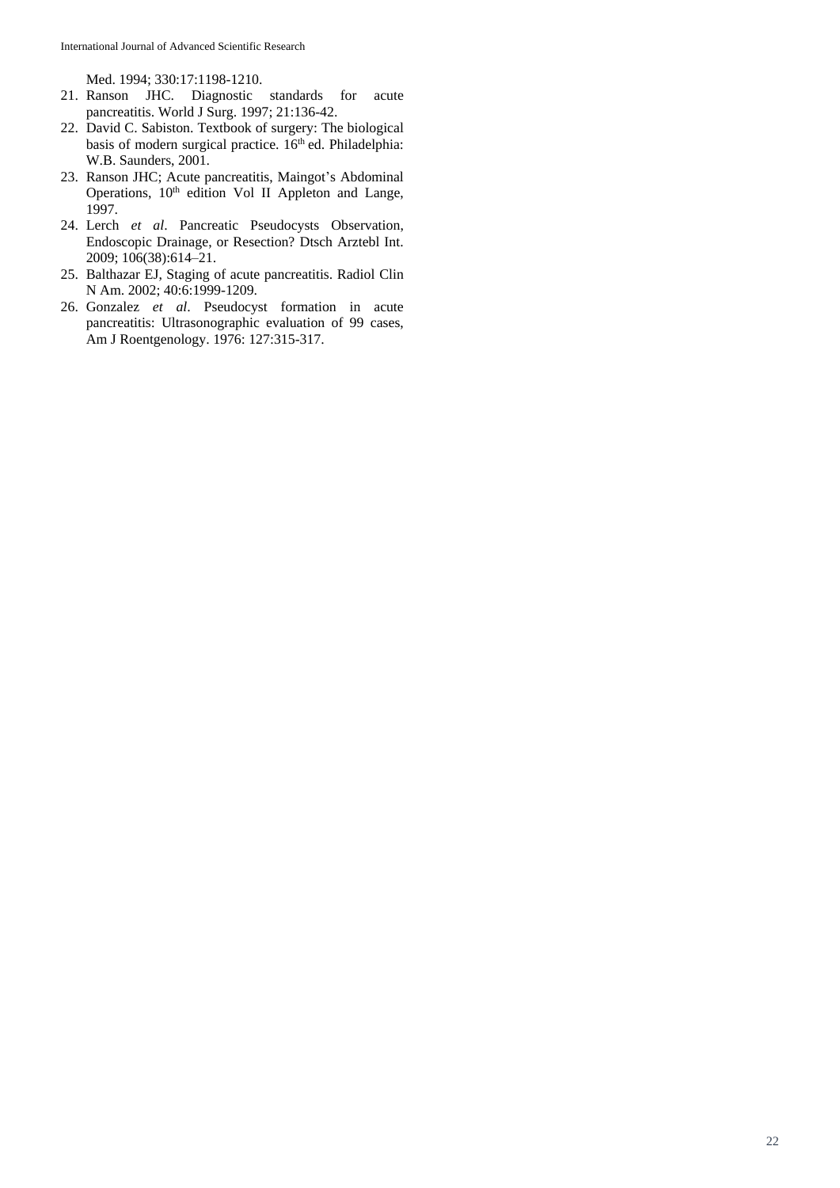Med. 1994; 330:17:1198-1210.

21. Ranson JHC. Diagnostic standards for acute pancreatitis. World J Surg. 1997; 21:136-42.
22. David C. Sabiston. Textbook of surgery: The biological basis of modern surgical practice. 16th ed. Philadelphia: W.B. Saunders, 2001.
23. Ranson JHC; Acute pancreatitis, Maingot's Abdominal Operations, 10th edition Vol II Appleton and Lange, 1997.
24. Lerch *et al*. Pancreatic Pseudocysts Observation, Endoscopic Drainage, or Resection? Dtsch Arztebl Int. 2009; 106(38):614–21.
25. Balthazar EJ, Staging of acute pancreatitis. Radiol Clin N Am. 2002; 40:6:1999-1209.
26. Gonzalez *et al*. Pseudocyst formation in acute pancreatitis: Ultrasonographic evaluation of 99 cases, Am J Roentgenology. 1976: 127:315-317.